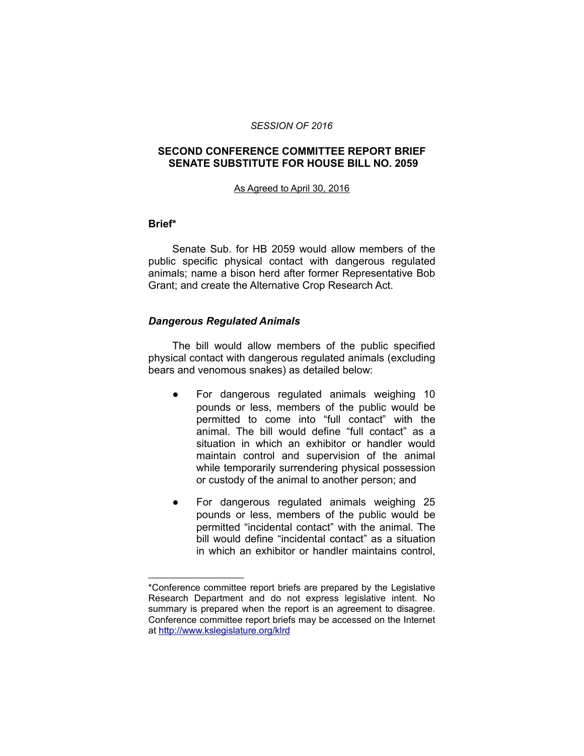*SESSION OF 2016*

**SECOND CONFERENCE COMMITTEE REPORT BRIEF**
**SENATE SUBSTITUTE FOR HOUSE BILL NO. 2059**

As Agreed to April 30, 2016

**Brief***

Senate Sub. for HB 2059 would allow members of the public specific physical contact with dangerous regulated animals; name a bison herd after former Representative Bob Grant; and create the Alternative Crop Research Act.

***Dangerous Regulated Animals***

The bill would allow members of the public specified physical contact with dangerous regulated animals (excluding bears and venomous snakes) as detailed below:

- For dangerous regulated animals weighing 10 pounds or less, members of the public would be permitted to come into "full contact" with the animal. The bill would define "full contact" as a situation in which an exhibitor or handler would maintain control and supervision of the animal while temporarily surrendering physical possession or custody of the animal to another person; and

- For dangerous regulated animals weighing 25 pounds or less, members of the public would be permitted "incidental contact" with the animal. The bill would define "incidental contact" as a situation in which an exhibitor or handler maintains control,

____________________

*Conference committee report briefs are prepared by the Legislative Research Department and do not express legislative intent. No summary is prepared when the report is an agreement to disagree. Conference committee report briefs may be accessed on the Internet at http://www.kslegislature.org/klrd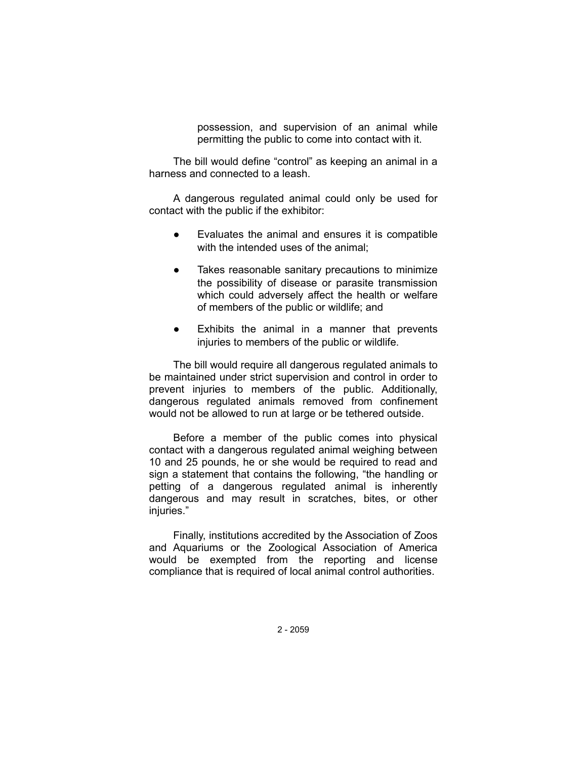possession, and supervision of an animal while permitting the public to come into contact with it.

The bill would define "control" as keeping an animal in a harness and connected to a leash.

A dangerous regulated animal could only be used for contact with the public if the exhibitor:

- Evaluates the animal and ensures it is compatible with the intended uses of the animal;
- Takes reasonable sanitary precautions to minimize the possibility of disease or parasite transmission which could adversely affect the health or welfare of members of the public or wildlife; and
- Exhibits the animal in a manner that prevents injuries to members of the public or wildlife.

The bill would require all dangerous regulated animals to be maintained under strict supervision and control in order to prevent injuries to members of the public. Additionally, dangerous regulated animals removed from confinement would not be allowed to run at large or be tethered outside.

Before a member of the public comes into physical contact with a dangerous regulated animal weighing between 10 and 25 pounds, he or she would be required to read and sign a statement that contains the following, "the handling or petting of a dangerous regulated animal is inherently dangerous and may result in scratches, bites, or other injuries."

Finally, institutions accredited by the Association of Zoos and Aquariums or the Zoological Association of America would be exempted from the reporting and license compliance that is required of local animal control authorities.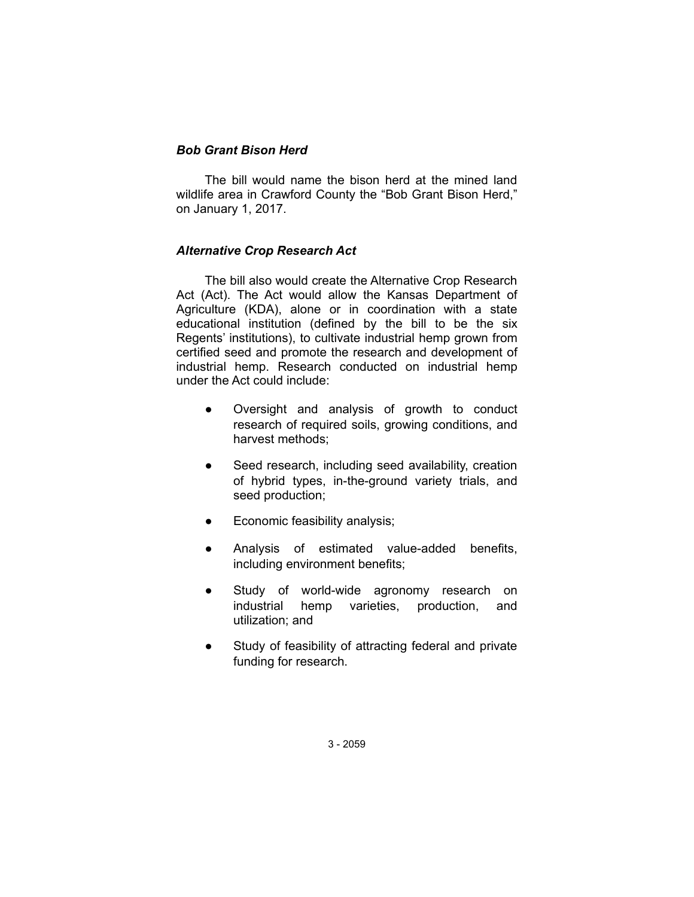### *Bob Grant Bison Herd*

The bill would name the bison herd at the mined land wildlife area in Crawford County the "Bob Grant Bison Herd," on January 1, 2017.

### *Alternative Crop Research Act*

The bill also would create the Alternative Crop Research Act (Act). The Act would allow the Kansas Department of Agriculture (KDA), alone or in coordination with a state educational institution (defined by the bill to be the six Regents' institutions), to cultivate industrial hemp grown from certified seed and promote the research and development of industrial hemp. Research conducted on industrial hemp under the Act could include:

- Oversight and analysis of growth to conduct research of required soils, growing conditions, and harvest methods;
- Seed research, including seed availability, creation of hybrid types, in-the-ground variety trials, and seed production;
- Economic feasibility analysis;
- Analysis of estimated value-added benefits, including environment benefits;
- Study of world-wide agronomy research on industrial hemp varieties, production, and utilization; and
- Study of feasibility of attracting federal and private funding for research.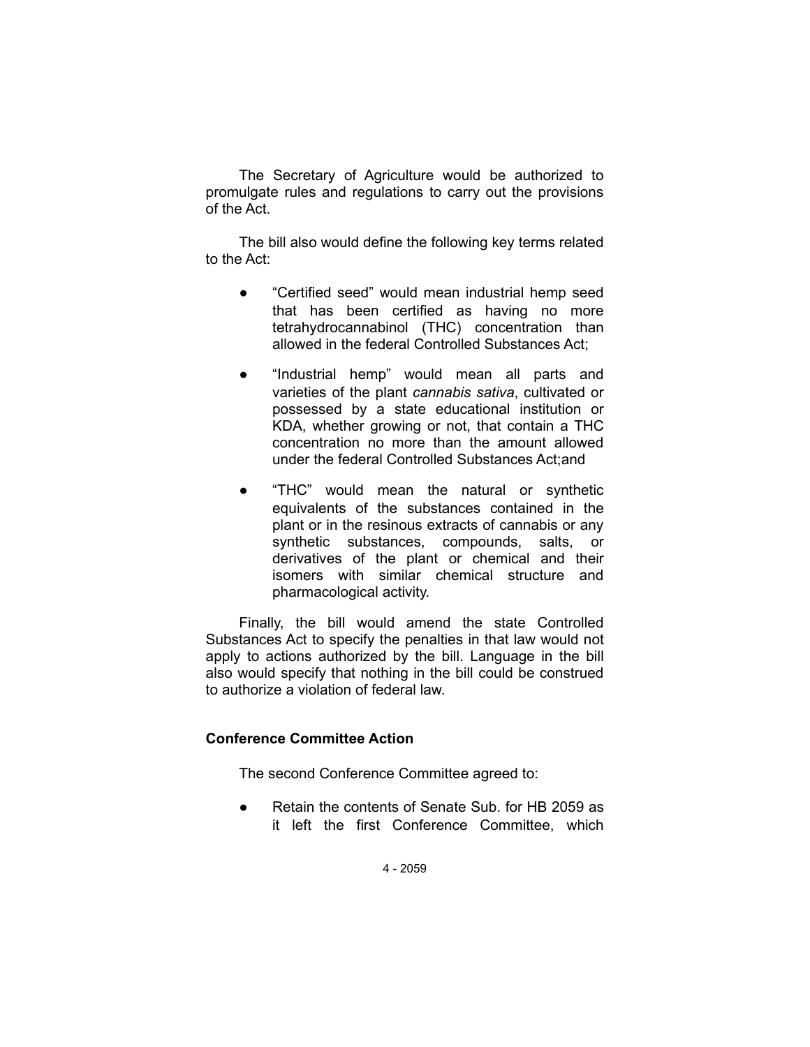The Secretary of Agriculture would be authorized to promulgate rules and regulations to carry out the provisions of the Act.

The bill also would define the following key terms related to the Act:

- "Certified seed" would mean industrial hemp seed that has been certified as having no more tetrahydrocannabinol (THC) concentration than allowed in the federal Controlled Substances Act;
- "Industrial hemp" would mean all parts and varieties of the plant *cannabis sativa*, cultivated or possessed by a state educational institution or KDA, whether growing or not, that contain a THC concentration no more than the amount allowed under the federal Controlled Substances Act;and
- "THC" would mean the natural or synthetic equivalents of the substances contained in the plant or in the resinous extracts of cannabis or any synthetic substances, compounds, salts, or derivatives of the plant or chemical and their isomers with similar chemical structure and pharmacological activity.

Finally, the bill would amend the state Controlled Substances Act to specify the penalties in that law would not apply to actions authorized by the bill. Language in the bill also would specify that nothing in the bill could be construed to authorize a violation of federal law.

**Conference Committee Action**

The second Conference Committee agreed to:

- Retain the contents of Senate Sub. for HB 2059 as it left the first Conference Committee, which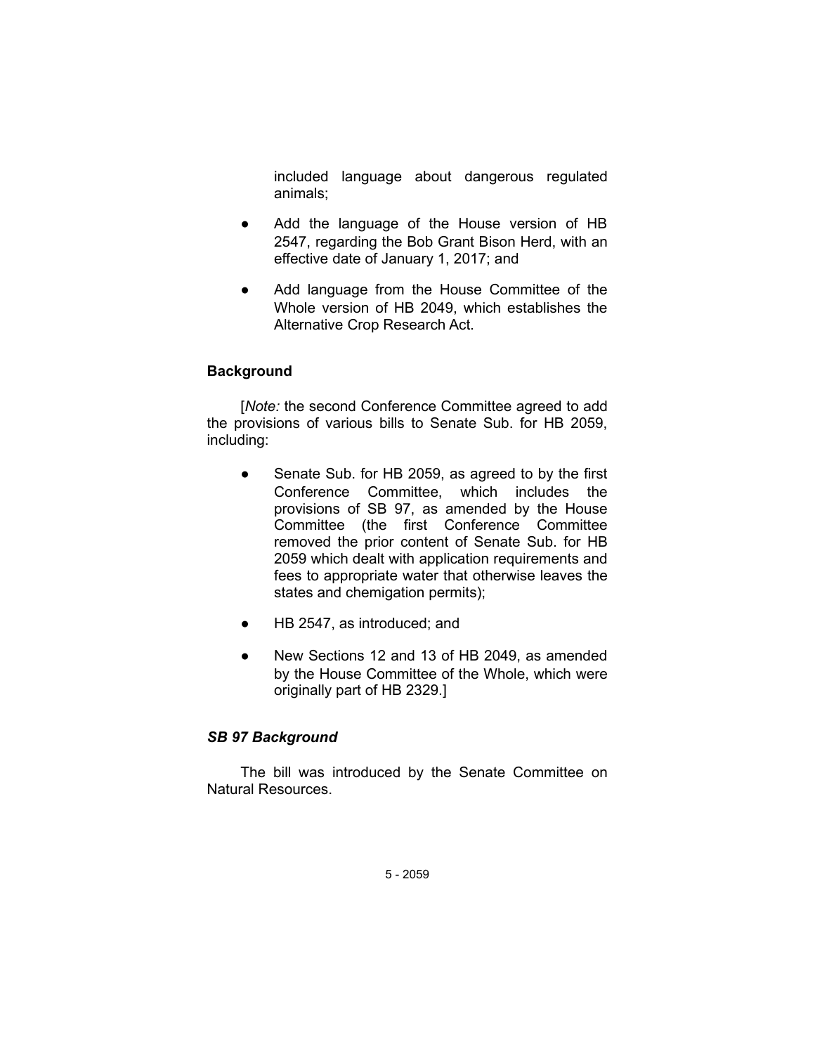included language about dangerous regulated animals;

- Add the language of the House version of HB 2547, regarding the Bob Grant Bison Herd, with an effective date of January 1, 2017; and
- Add language from the House Committee of the Whole version of HB 2049, which establishes the Alternative Crop Research Act.

## Background

[*Note:* the second Conference Committee agreed to add the provisions of various bills to Senate Sub. for HB 2059, including:

- Senate Sub. for HB 2059, as agreed to by the first Conference Committee, which includes the provisions of SB 97, as amended by the House Committee (the first Conference Committee removed the prior content of Senate Sub. for HB 2059 which dealt with application requirements and fees to appropriate water that otherwise leaves the states and chemigation permits);
- HB 2547, as introduced; and
- New Sections 12 and 13 of HB 2049, as amended by the House Committee of the Whole, which were originally part of HB 2329.]

### *SB 97 Background*

The bill was introduced by the Senate Committee on Natural Resources.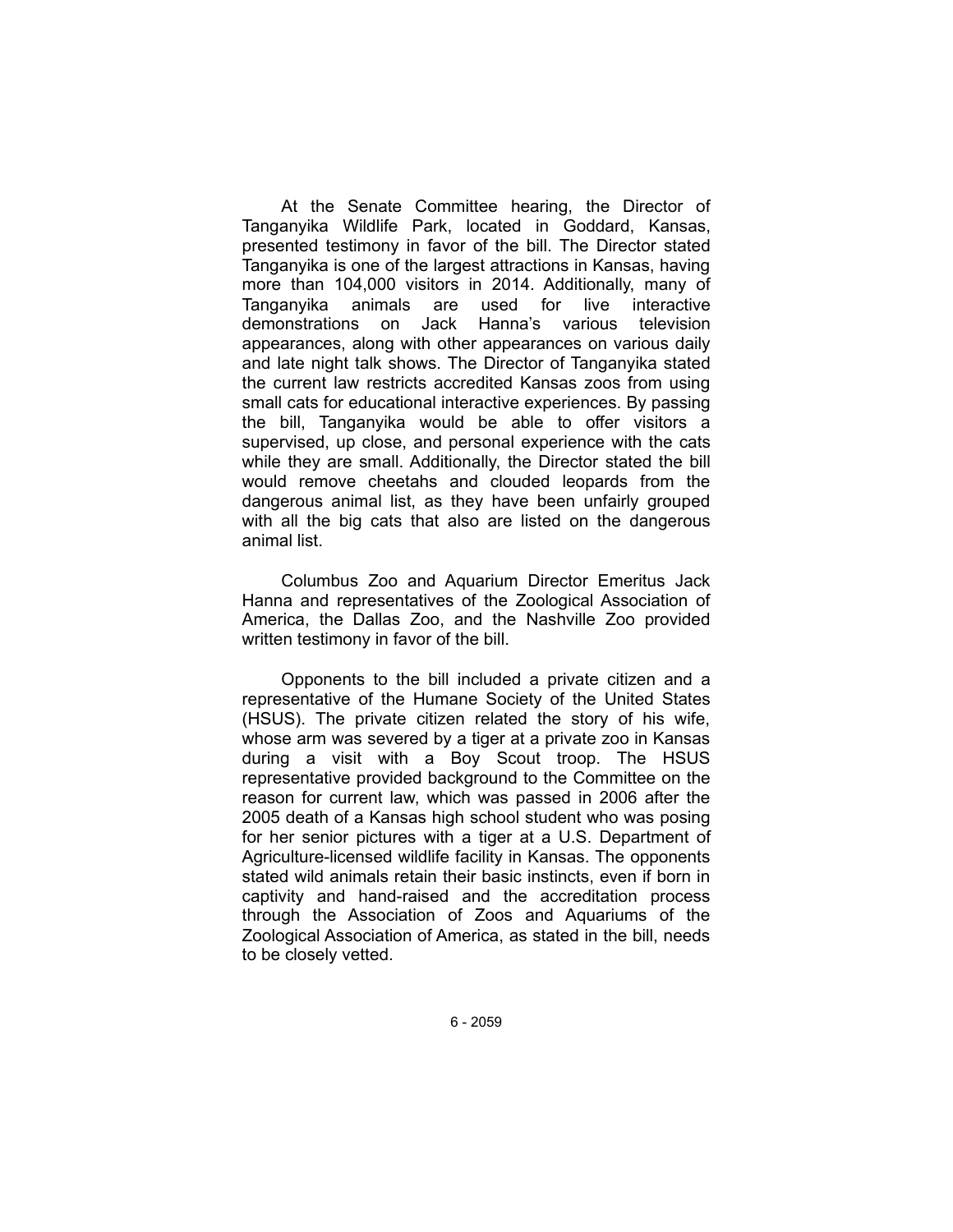At the Senate Committee hearing, the Director of Tanganyika Wildlife Park, located in Goddard, Kansas, presented testimony in favor of the bill. The Director stated Tanganyika is one of the largest attractions in Kansas, having more than 104,000 visitors in 2014. Additionally, many of Tanganyika animals are used for live interactive demonstrations on Jack Hanna's various television appearances, along with other appearances on various daily and late night talk shows. The Director of Tanganyika stated the current law restricts accredited Kansas zoos from using small cats for educational interactive experiences. By passing the bill, Tanganyika would be able to offer visitors a supervised, up close, and personal experience with the cats while they are small. Additionally, the Director stated the bill would remove cheetahs and clouded leopards from the dangerous animal list, as they have been unfairly grouped with all the big cats that also are listed on the dangerous animal list.

Columbus Zoo and Aquarium Director Emeritus Jack Hanna and representatives of the Zoological Association of America, the Dallas Zoo, and the Nashville Zoo provided written testimony in favor of the bill.

Opponents to the bill included a private citizen and a representative of the Humane Society of the United States (HSUS). The private citizen related the story of his wife, whose arm was severed by a tiger at a private zoo in Kansas during a visit with a Boy Scout troop. The HSUS representative provided background to the Committee on the reason for current law, which was passed in 2006 after the 2005 death of a Kansas high school student who was posing for her senior pictures with a tiger at a U.S. Department of Agriculture-licensed wildlife facility in Kansas. The opponents stated wild animals retain their basic instincts, even if born in captivity and hand-raised and the accreditation process through the Association of Zoos and Aquariums of the Zoological Association of America, as stated in the bill, needs to be closely vetted.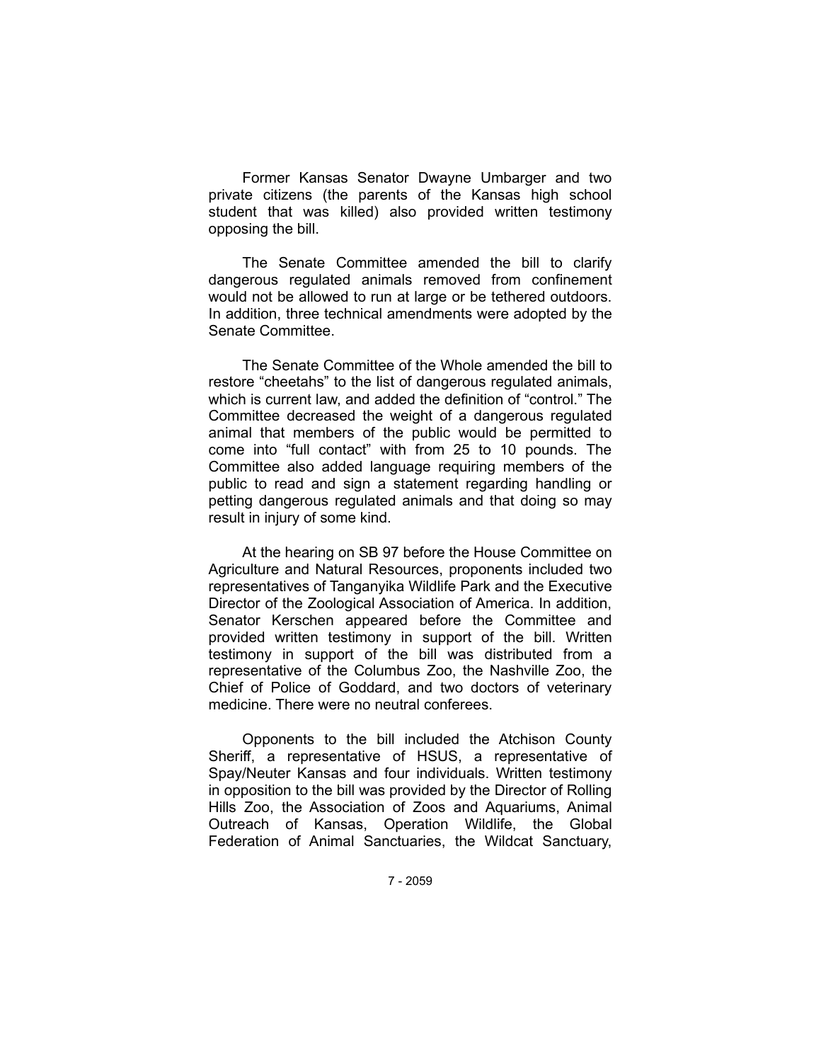Former Kansas Senator Dwayne Umbarger and two private citizens (the parents of the Kansas high school student that was killed) also provided written testimony opposing the bill.

The Senate Committee amended the bill to clarify dangerous regulated animals removed from confinement would not be allowed to run at large or be tethered outdoors. In addition, three technical amendments were adopted by the Senate Committee.

The Senate Committee of the Whole amended the bill to restore "cheetahs" to the list of dangerous regulated animals, which is current law, and added the definition of "control." The Committee decreased the weight of a dangerous regulated animal that members of the public would be permitted to come into "full contact" with from 25 to 10 pounds. The Committee also added language requiring members of the public to read and sign a statement regarding handling or petting dangerous regulated animals and that doing so may result in injury of some kind.

At the hearing on SB 97 before the House Committee on Agriculture and Natural Resources, proponents included two representatives of Tanganyika Wildlife Park and the Executive Director of the Zoological Association of America. In addition, Senator Kerschen appeared before the Committee and provided written testimony in support of the bill. Written testimony in support of the bill was distributed from a representative of the Columbus Zoo, the Nashville Zoo, the Chief of Police of Goddard, and two doctors of veterinary medicine. There were no neutral conferees.

Opponents to the bill included the Atchison County Sheriff, a representative of HSUS, a representative of Spay/Neuter Kansas and four individuals. Written testimony in opposition to the bill was provided by the Director of Rolling Hills Zoo, the Association of Zoos and Aquariums, Animal Outreach of Kansas, Operation Wildlife, the Global Federation of Animal Sanctuaries, the Wildcat Sanctuary,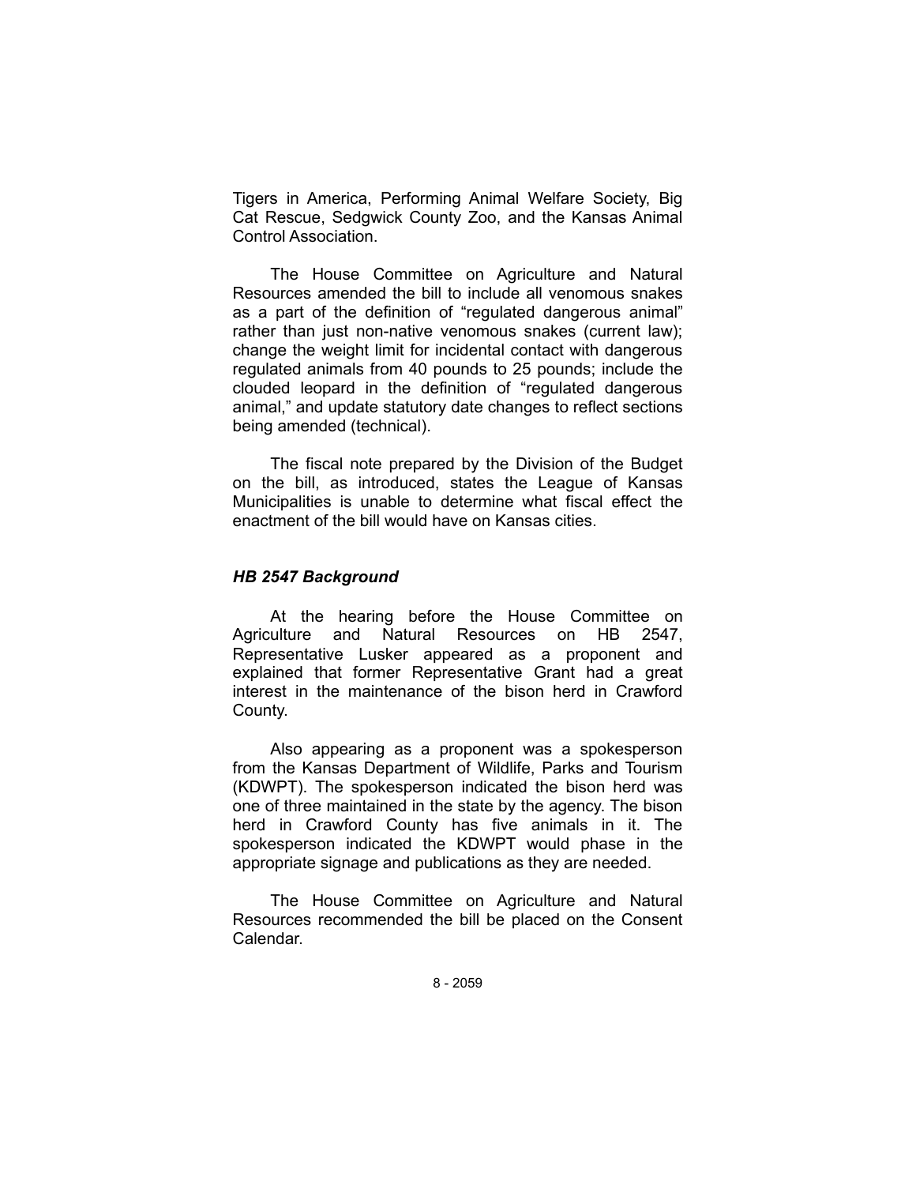Tigers in America, Performing Animal Welfare Society, Big Cat Rescue, Sedgwick County Zoo, and the Kansas Animal Control Association.

The House Committee on Agriculture and Natural Resources amended the bill to include all venomous snakes as a part of the definition of "regulated dangerous animal" rather than just non-native venomous snakes (current law); change the weight limit for incidental contact with dangerous regulated animals from 40 pounds to 25 pounds; include the clouded leopard in the definition of "regulated dangerous animal," and update statutory date changes to reflect sections being amended (technical).

The fiscal note prepared by the Division of the Budget on the bill, as introduced, states the League of Kansas Municipalities is unable to determine what fiscal effect the enactment of the bill would have on Kansas cities.

### *HB 2547 Background*

At the hearing before the House Committee on Agriculture and Natural Resources on HB 2547, Representative Lusker appeared as a proponent and explained that former Representative Grant had a great interest in the maintenance of the bison herd in Crawford County.

Also appearing as a proponent was a spokesperson from the Kansas Department of Wildlife, Parks and Tourism (KDWPT). The spokesperson indicated the bison herd was one of three maintained in the state by the agency. The bison herd in Crawford County has five animals in it. The spokesperson indicated the KDWPT would phase in the appropriate signage and publications as they are needed.

The House Committee on Agriculture and Natural Resources recommended the bill be placed on the Consent Calendar.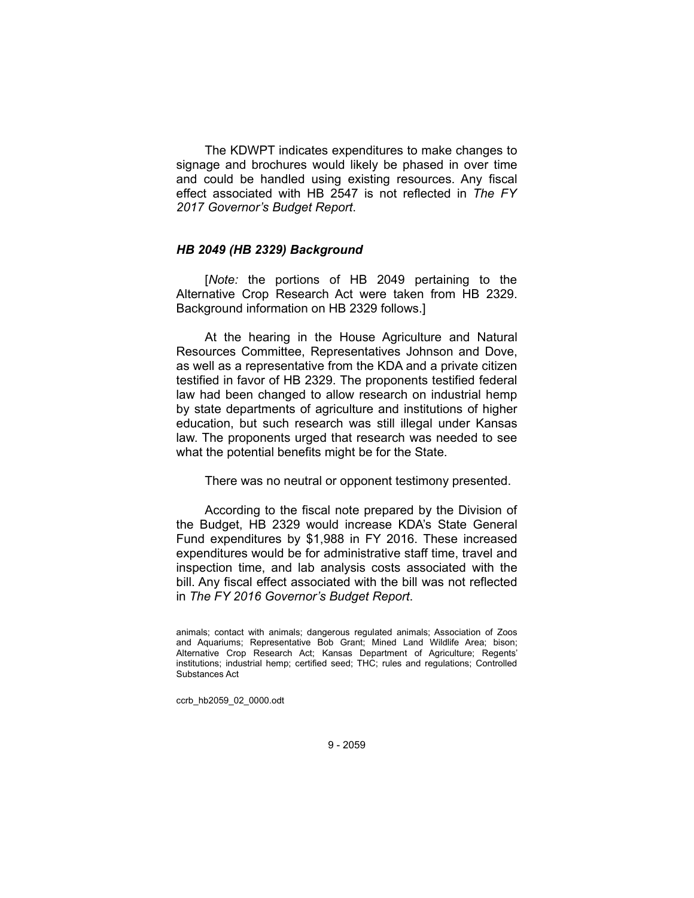The KDWPT indicates expenditures to make changes to signage and brochures would likely be phased in over time and could be handled using existing resources. Any fiscal effect associated with HB 2547 is not reflected in *The FY 2017 Governor's Budget Report*.

### *HB 2049 (HB 2329) Background*

[*Note:* the portions of HB 2049 pertaining to the Alternative Crop Research Act were taken from HB 2329. Background information on HB 2329 follows.]

At the hearing in the House Agriculture and Natural Resources Committee, Representatives Johnson and Dove, as well as a representative from the KDA and a private citizen testified in favor of HB 2329. The proponents testified federal law had been changed to allow research on industrial hemp by state departments of agriculture and institutions of higher education, but such research was still illegal under Kansas law. The proponents urged that research was needed to see what the potential benefits might be for the State.

There was no neutral or opponent testimony presented.

According to the fiscal note prepared by the Division of the Budget, HB 2329 would increase KDA's State General Fund expenditures by $1,988 in FY 2016. These increased expenditures would be for administrative staff time, travel and inspection time, and lab analysis costs associated with the bill. Any fiscal effect associated with the bill was not reflected in *The FY 2016 Governor's Budget Report*.

animals; contact with animals; dangerous regulated animals; Association of Zoos and Aquariums; Representative Bob Grant; Mined Land Wildlife Area; bison; Alternative Crop Research Act; Kansas Department of Agriculture; Regents' institutions; industrial hemp; certified seed; THC; rules and regulations; Controlled Substances Act

ccrb_hb2059_02_0000.odt